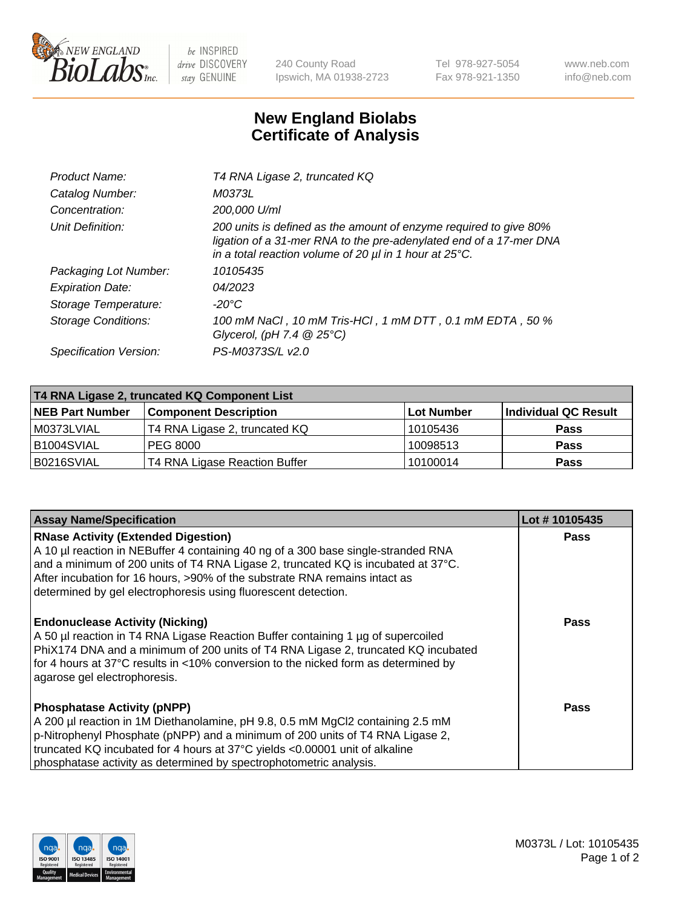NEW ENGLAND BioLabs Inc. — be INSPIRED drive DISCOVERY stay GENUINE

240 County Road
Ipswich, MA 01938-2723

Tel 978-927-5054
Fax 978-921-1350

www.neb.com
info@neb.com

# New England Biolabs Certificate of Analysis

| | |
|---|---|
| *Product Name:* | *T4 RNA Ligase 2, truncated KQ* |
| *Catalog Number:* | *M0373L* |
| *Concentration:* | *200,000 U/ml* |
| *Unit Definition:* | *200 units is defined as the amount of enzyme required to give 80% ligation of a 31-mer RNA to the pre-adenylated end of a 17-mer DNA in a total reaction volume of 20 µl in 1 hour at 25°C.* |
| *Packaging Lot Number:* | *10105435* |
| *Expiration Date:* | *04/2023* |
| *Storage Temperature:* | *-20°C* |
| *Storage Conditions:* | *100 mM NaCl , 10 mM Tris-HCl , 1 mM DTT , 0.1 mM EDTA , 50 % Glycerol, (pH 7.4 @ 25°C)* |
| *Specification Version:* | *PS-M0373S/L v2.0* |

| T4 RNA Ligase 2, truncated KQ Component List | | | |
|---|---|---|---|
| **NEB Part Number** | **Component Description** | **Lot Number** | **Individual QC Result** |
| M0373LVIAL | T4 RNA Ligase 2, truncated KQ | 10105436 | **Pass** |
| B1004SVIAL | PEG 8000 | 10098513 | **Pass** |
| B0216SVIAL | T4 RNA Ligase Reaction Buffer | 10100014 | **Pass** |

| Assay Name/Specification | Lot # 10105435 |
|---|---|
| **RNase Activity (Extended Digestion)**<br>A 10 µl reaction in NEBuffer 4 containing 40 ng of a 300 base single-stranded RNA and a minimum of 200 units of T4 RNA Ligase 2, truncated KQ is incubated at 37°C. After incubation for 16 hours, >90% of the substrate RNA remains intact as determined by gel electrophoresis using fluorescent detection. | **Pass** |
| **Endonuclease Activity (Nicking)**<br>A 50 µl reaction in T4 RNA Ligase Reaction Buffer containing 1 µg of supercoiled PhiX174 DNA and a minimum of 200 units of T4 RNA Ligase 2, truncated KQ incubated for 4 hours at 37°C results in <10% conversion to the nicked form as determined by agarose gel electrophoresis. | **Pass** |
| **Phosphatase Activity (pNPP)**<br>A 200 µl reaction in 1M Diethanolamine, pH 9.8, 0.5 mM $MgCl_2$ containing 2.5 mM p-Nitrophenyl Phosphate (pNPP) and a minimum of 200 units of T4 RNA Ligase 2, truncated KQ incubated for 4 hours at 37°C yields <0.00001 unit of alkaline phosphatase activity as determined by spectrophotometric analysis. | **Pass** |

M0373L / Lot: 10105435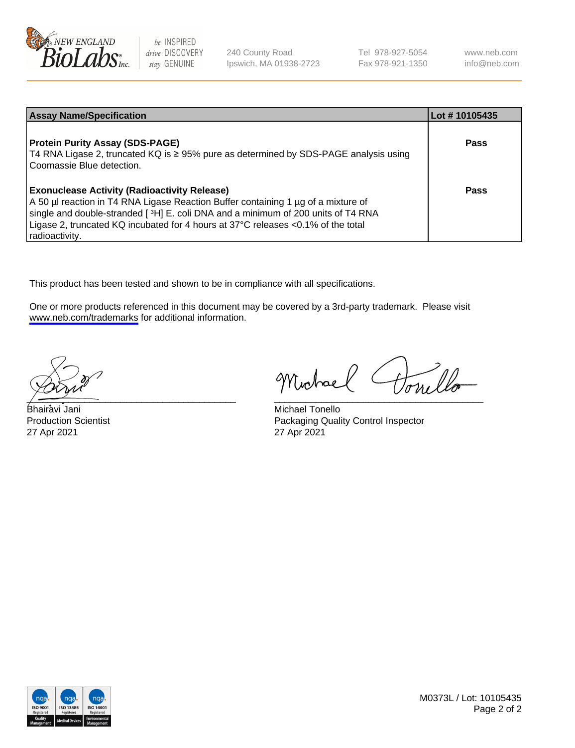NEW ENGLAND BioLabs Inc. — be INSPIRED drive DISCOVERY stay GENUINE

240 County Road
Ipswich, MA 01938-2723

Tel 978-927-5054
Fax 978-921-1350

www.neb.com
info@neb.com

| Assay Name/Specification | Lot # 10105435 |
| --- | --- |
| **Protein Purity Assay (SDS-PAGE)**<br>T4 RNA Ligase 2, truncated KQ is ≥ 95% pure as determined by SDS-PAGE analysis using Coomassie Blue detection. | **Pass** |
| **Exonuclease Activity (Radioactivity Release)**<br>A 50 µl reaction in T4 RNA Ligase Reaction Buffer containing 1 µg of a mixture of single and double-stranded [ $^{3}H$] E. coli DNA and a minimum of 200 units of T4 RNA Ligase 2, truncated KQ incubated for 4 hours at 37°C releases <0.1% of the total radioactivity. | **Pass** |

This product has been tested and shown to be in compliance with all specifications.

One or more products referenced in this document may be covered by a 3rd-party trademark. Please visit www.neb.com/trademarks for additional information.

Bhairavi Jani
Production Scientist
27 Apr 2021

Michael Tonello
Packaging Quality Control Inspector
27 Apr 2021

M0373L / Lot: 10105435